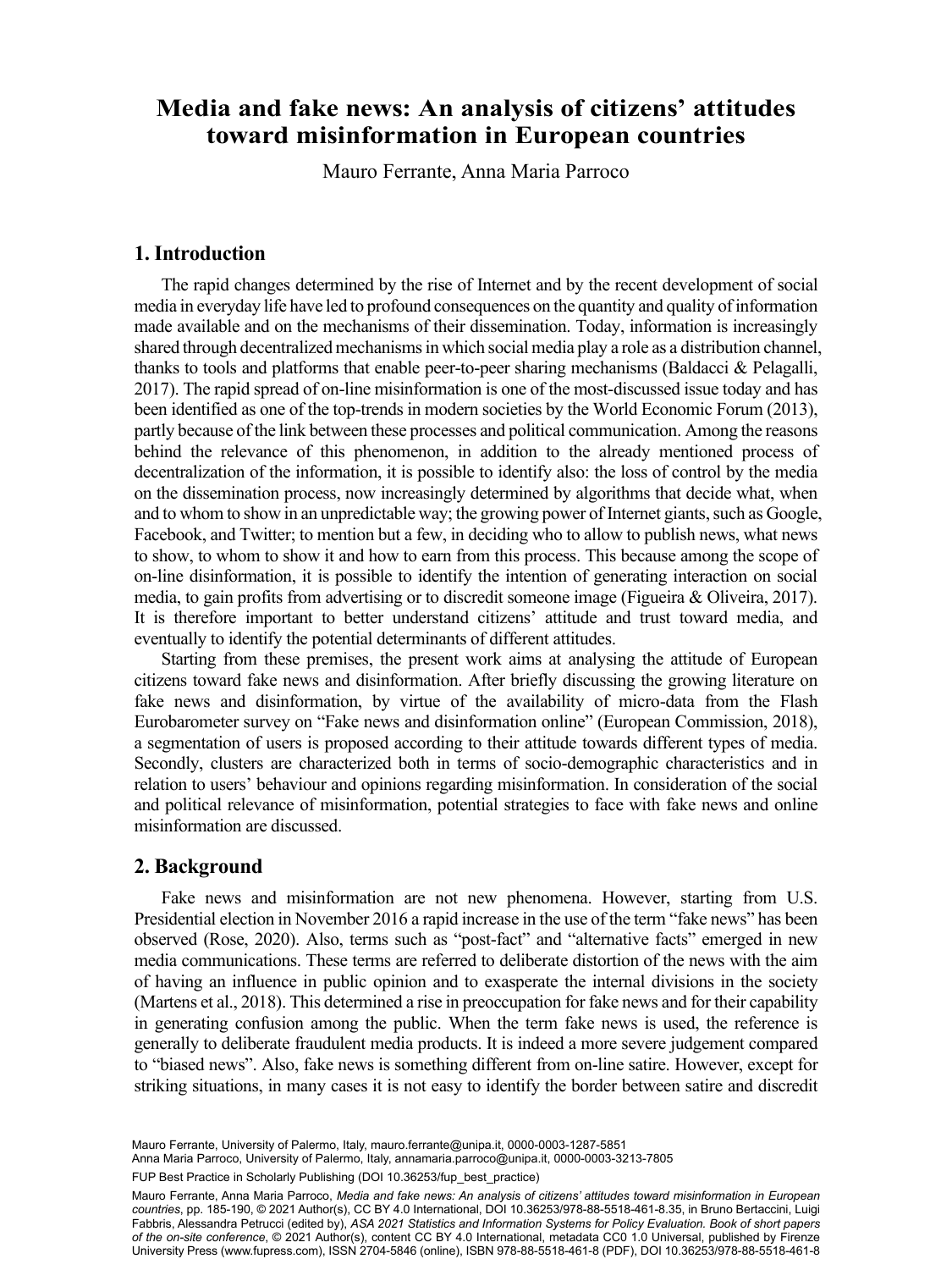# Media and fake news: An analysis of citizens' attitudes toward misinformation in European countries

Mauro Ferrante, Anna Maria Parroco

## 1. Introduction

The rapid changes determined by the rise of Internet and by the recent development of social media in everyday life have led to profound consequences on the quantity and quality of information made available and on the mechanisms of their dissemination. Today, information is increasingly shared through decentralized mechanisms in which social media play a role as a distribution channel, thanks to tools and platforms that enable peer-to-peer sharing mechanisms (Baldacci & Pelagalli, 2017). The rapid spread of on-line misinformation is one of the most-discussed issue today and has been identified as one of the top-trends in modern societies by the World Economic Forum (2013), partly because of the link between these processes and political communication. Among the reasons behind the relevance of this phenomenon, in addition to the already mentioned process of decentralization of the information, it is possible to identify also: the loss of control by the media on the dissemination process, now increasingly determined by algorithms that decide what, when and to whom to show in an unpredictable way; the growing power of Internet giants, such as Google, Facebook, and Twitter; to mention but a few, in deciding who to allow to publish news, what news to show, to whom to show it and how to earn from this process. This because among the scope of on-line disinformation, it is possible to identify the intention of generating interaction on social media, to gain profits from advertising or to discredit someone image (Figueira & Oliveira, 2017). It is therefore important to better understand citizens' attitude and trust toward media, and eventually to identify the potential determinants of different attitudes.

Starting from these premises, the present work aims at analysing the attitude of European citizens toward fake news and disinformation. After briefly discussing the growing literature on fake news and disinformation, by virtue of the availability of micro-data from the Flash Eurobarometer survey on "Fake news and disinformation online" (European Commission, 2018), a segmentation of users is proposed according to their attitude towards different types of media. Secondly, clusters are characterized both in terms of socio-demographic characteristics and in relation to users' behaviour and opinions regarding misinformation. In consideration of the social and political relevance of misinformation, potential strategies to face with fake news and online misinformation are discussed.

## 2. Background

Fake news and misinformation are not new phenomena. However, starting from U.S. Presidential election in November 2016 a rapid increase in the use of the term "fake news" has been observed (Rose, 2020). Also, terms such as "post-fact" and "alternative facts" emerged in new media communications. These terms are referred to deliberate distortion of the news with the aim of having an influence in public opinion and to exasperate the internal divisions in the society (Martens et al., 2018). This determined a rise in preoccupation for fake news and for their capability in generating confusion among the public. When the term fake news is used, the reference is generally to deliberate fraudulent media products. It is indeed a more severe judgement compared to "biased news". Also, fake news is something different from on-line satire. However, except for striking situations, in many cases it is not easy to identify the border between satire and discredit

Mauro Ferrante, University of Palermo, Italy, mauro.ferrante@unipa.it, 0000-0003-1287-5851
Anna Maria Parroco, University of Palermo, Italy, annamaria.parroco@unipa.it, 0000-0003-3213-7805

FUP Best Practice in Scholarly Publishing (DOI 10.36253/fup_best_practice)

Mauro Ferrante, Anna Maria Parroco, *Media and fake news: An analysis of citizens' attitudes toward misinformation in European countries*, pp. 185-190, © 2021 Author(s), CC BY 4.0 International, DOI 10.36253/978-88-5518-461-8.35, in Bruno Bertaccini, Luigi Fabbris, Alessandra Petrucci (edited by), *ASA 2021 Statistics and Information Systems for Policy Evaluation. Book of short papers of the on-site conference*, © 2021 Author(s), content CC BY 4.0 International, metadata CC0 1.0 Universal, published by Firenze University Press (www.fupress.com), ISSN 2704-5846 (online), ISBN 978-88-5518-461-8 (PDF), DOI 10.36253/978-88-5518-461-8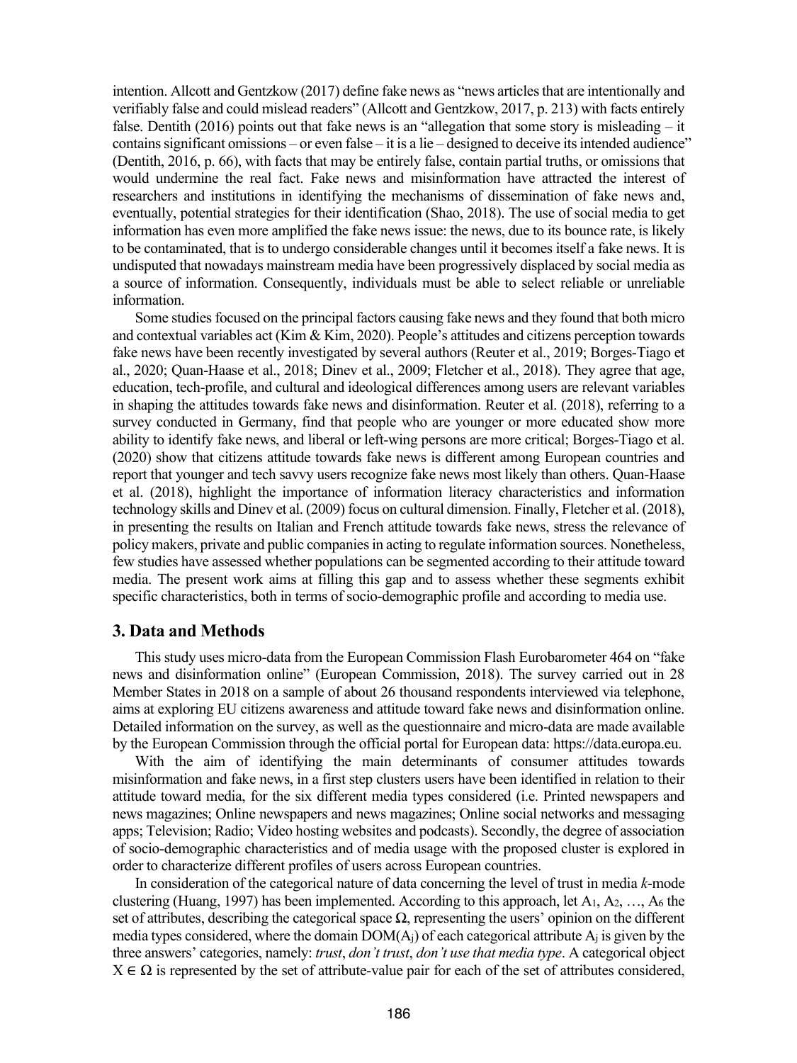intention. Allcott and Gentzkow (2017) define fake news as "news articles that are intentionally and verifiably false and could mislead readers" (Allcott and Gentzkow, 2017, p. 213) with facts entirely false. Dentith (2016) points out that fake news is an "allegation that some story is misleading – it contains significant omissions – or even false – it is a lie – designed to deceive its intended audience" (Dentith, 2016, p. 66), with facts that may be entirely false, contain partial truths, or omissions that would undermine the real fact. Fake news and misinformation have attracted the interest of researchers and institutions in identifying the mechanisms of dissemination of fake news and, eventually, potential strategies for their identification (Shao, 2018). The use of social media to get information has even more amplified the fake news issue: the news, due to its bounce rate, is likely to be contaminated, that is to undergo considerable changes until it becomes itself a fake news. It is undisputed that nowadays mainstream media have been progressively displaced by social media as a source of information. Consequently, individuals must be able to select reliable or unreliable information.

Some studies focused on the principal factors causing fake news and they found that both micro and contextual variables act (Kim & Kim, 2020). People's attitudes and citizens perception towards fake news have been recently investigated by several authors (Reuter et al., 2019; Borges-Tiago et al., 2020; Quan-Haase et al., 2018; Dinev et al., 2009; Fletcher et al., 2018). They agree that age, education, tech-profile, and cultural and ideological differences among users are relevant variables in shaping the attitudes towards fake news and disinformation. Reuter et al. (2018), referring to a survey conducted in Germany, find that people who are younger or more educated show more ability to identify fake news, and liberal or left-wing persons are more critical; Borges-Tiago et al. (2020) show that citizens attitude towards fake news is different among European countries and report that younger and tech savvy users recognize fake news most likely than others. Quan-Haase et al. (2018), highlight the importance of information literacy characteristics and information technology skills and Dinev et al. (2009) focus on cultural dimension. Finally, Fletcher et al. (2018), in presenting the results on Italian and French attitude towards fake news, stress the relevance of policy makers, private and public companies in acting to regulate information sources. Nonetheless, few studies have assessed whether populations can be segmented according to their attitude toward media. The present work aims at filling this gap and to assess whether these segments exhibit specific characteristics, both in terms of socio-demographic profile and according to media use.

## 3. Data and Methods

This study uses micro-data from the European Commission Flash Eurobarometer 464 on "fake news and disinformation online" (European Commission, 2018). The survey carried out in 28 Member States in 2018 on a sample of about 26 thousand respondents interviewed via telephone, aims at exploring EU citizens awareness and attitude toward fake news and disinformation online. Detailed information on the survey, as well as the questionnaire and micro-data are made available by the European Commission through the official portal for European data: https://data.europa.eu.

With the aim of identifying the main determinants of consumer attitudes towards misinformation and fake news, in a first step clusters users have been identified in relation to their attitude toward media, for the six different media types considered (i.e. Printed newspapers and news magazines; Online newspapers and news magazines; Online social networks and messaging apps; Television; Radio; Video hosting websites and podcasts). Secondly, the degree of association of socio-demographic characteristics and of media usage with the proposed cluster is explored in order to characterize different profiles of users across European countries.

In consideration of the categorical nature of data concerning the level of trust in media *k*-mode clustering (Huang, 1997) has been implemented. According to this approach, let $A_1, A_2, \ldots, A_6$ the set of attributes, describing the categorical space $\Omega$, representing the users' opinion on the different media types considered, where the domain $DOM(A_j)$ of each categorical attribute $A_j$ is given by the three answers' categories, namely: *trust*, *don't trust*, *don't use that media type*. A categorical object $X \in \Omega$ is represented by the set of attribute-value pair for each of the set of attributes considered,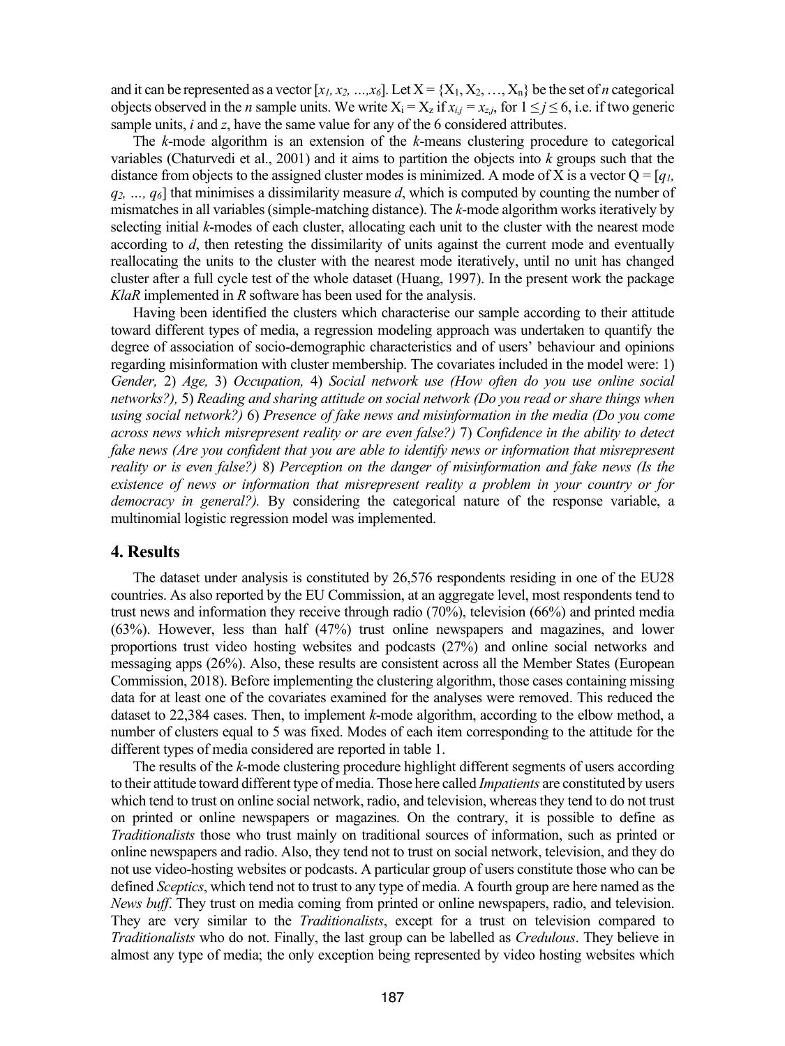and it can be represented as a vector $[x_1, x_2, \ldots, x_6]$. Let $X = \{X_1, X_2, \ldots, X_n\}$ be the set of *n* categorical objects observed in the *n* sample units. We write $X_i = X_z$ if $x_{i,j} = x_{z,j}$, for $1 \leq j \leq 6$, i.e. if two generic sample units, *i* and *z*, have the same value for any of the 6 considered attributes.

The *k*-mode algorithm is an extension of the *k*-means clustering procedure to categorical variables (Chaturvedi et al., 2001) and it aims to partition the objects into *k* groups such that the distance from objects to the assigned cluster modes is minimized. A mode of X is a vector $Q = [q_1, q_2, \ldots, q_6]$ that minimises a dissimilarity measure *d*, which is computed by counting the number of mismatches in all variables (simple-matching distance). The *k*-mode algorithm works iteratively by selecting initial *k*-modes of each cluster, allocating each unit to the cluster with the nearest mode according to *d*, then retesting the dissimilarity of units against the current mode and eventually reallocating the units to the cluster with the nearest mode iteratively, until no unit has changed cluster after a full cycle test of the whole dataset (Huang, 1997). In the present work the package *KlaR* implemented in *R* software has been used for the analysis.

Having been identified the clusters which characterise our sample according to their attitude toward different types of media, a regression modeling approach was undertaken to quantify the degree of association of socio-demographic characteristics and of users' behaviour and opinions regarding misinformation with cluster membership. The covariates included in the model were: 1) *Gender,* 2) *Age,* 3) *Occupation,* 4) *Social network use (How often do you use online social networks?),* 5) *Reading and sharing attitude on social network (Do you read or share things when using social network?)* 6) *Presence of fake news and misinformation in the media (Do you come across news which misrepresent reality or are even false?)* 7) *Confidence in the ability to detect fake news (Are you confident that you are able to identify news or information that misrepresent reality or is even false?)* 8) *Perception on the danger of misinformation and fake news (Is the existence of news or information that misrepresent reality a problem in your country or for democracy in general?).* By considering the categorical nature of the response variable, a multinomial logistic regression model was implemented.

## 4. Results

The dataset under analysis is constituted by 26,576 respondents residing in one of the EU28 countries. As also reported by the EU Commission, at an aggregate level, most respondents tend to trust news and information they receive through radio (70%), television (66%) and printed media (63%). However, less than half (47%) trust online newspapers and magazines, and lower proportions trust video hosting websites and podcasts (27%) and online social networks and messaging apps (26%). Also, these results are consistent across all the Member States (European Commission, 2018). Before implementing the clustering algorithm, those cases containing missing data for at least one of the covariates examined for the analyses were removed. This reduced the dataset to 22,384 cases. Then, to implement *k*-mode algorithm, according to the elbow method, a number of clusters equal to 5 was fixed. Modes of each item corresponding to the attitude for the different types of media considered are reported in table 1.

The results of the *k*-mode clustering procedure highlight different segments of users according to their attitude toward different type of media. Those here called *Impatients* are constituted by users which tend to trust on online social network, radio, and television, whereas they tend to do not trust on printed or online newspapers or magazines. On the contrary, it is possible to define as *Traditionalists* those who trust mainly on traditional sources of information, such as printed or online newspapers and radio. Also, they tend not to trust on social network, television, and they do not use video-hosting websites or podcasts. A particular group of users constitute those who can be defined *Sceptics*, which tend not to trust to any type of media. A fourth group are here named as the *News buff*. They trust on media coming from printed or online newspapers, radio, and television. They are very similar to the *Traditionalists*, except for a trust on television compared to *Traditionalists* who do not. Finally, the last group can be labelled as *Credulous*. They believe in almost any type of media; the only exception being represented by video hosting websites which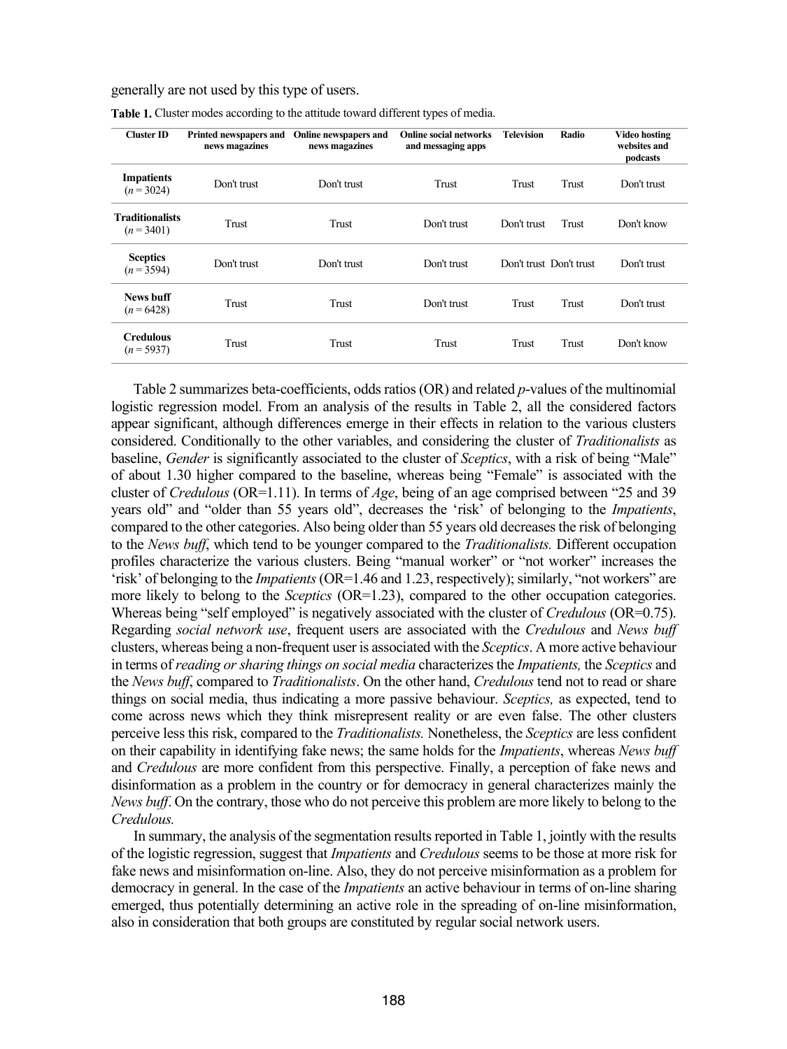generally are not used by this type of users.

**Table 1.** Cluster modes according to the attitude toward different types of media.

| Cluster ID | Printed newspapers and news magazines | Online newspapers and news magazines | Online social networks and messaging apps | Television | Radio | Video hosting websites and podcasts |
|---|---|---|---|---|---|---|
| **Impatients** ($n = 3024$) | Don't trust | Don't trust | Trust | Trust | Trust | Don't trust |
| **Traditionalists** ($n = 3401$) | Trust | Trust | Don't trust | Don't trust | Trust | Don't know |
| **Sceptics** ($n = 3594$) | Don't trust | Don't trust | Don't trust | Don't trust | Don't trust | Don't trust |
| **News buff** ($n = 6428$) | Trust | Trust | Don't trust | Trust | Trust | Don't trust |
| **Credulous** ($n = 5937$) | Trust | Trust | Trust | Trust | Trust | Don't know |

Table 2 summarizes beta-coefficients, odds ratios (OR) and related *p*-values of the multinomial logistic regression model. From an analysis of the results in Table 2, all the considered factors appear significant, although differences emerge in their effects in relation to the various clusters considered. Conditionally to the other variables, and considering the cluster of *Traditionalists* as baseline, *Gender* is significantly associated to the cluster of *Sceptics*, with a risk of being "Male" of about 1.30 higher compared to the baseline, whereas being "Female" is associated with the cluster of *Credulous* (OR=1.11). In terms of *Age*, being of an age comprised between "25 and 39 years old" and "older than 55 years old", decreases the 'risk' of belonging to the *Impatients*, compared to the other categories. Also being older than 55 years old decreases the risk of belonging to the *News buff*, which tend to be younger compared to the *Traditionalists.* Different occupation profiles characterize the various clusters. Being "manual worker" or "not worker" increases the 'risk' of belonging to the *Impatients* (OR=1.46 and 1.23, respectively); similarly, "not workers" are more likely to belong to the *Sceptics* (OR=1.23), compared to the other occupation categories. Whereas being "self employed" is negatively associated with the cluster of *Credulous* (OR=0.75). Regarding *social network use*, frequent users are associated with the *Credulous* and *News buff* clusters, whereas being a non-frequent user is associated with the *Sceptics*. A more active behaviour in terms of *reading or sharing things on social media* characterizes the *Impatients,* the *Sceptics* and the *News buff*, compared to *Traditionalists*. On the other hand, *Credulous* tend not to read or share things on social media, thus indicating a more passive behaviour. *Sceptics,* as expected, tend to come across news which they think misrepresent reality or are even false. The other clusters perceive less this risk, compared to the *Traditionalists.* Nonetheless, the *Sceptics* are less confident on their capability in identifying fake news; the same holds for the *Impatients*, whereas *News buff* and *Credulous* are more confident from this perspective. Finally, a perception of fake news and disinformation as a problem in the country or for democracy in general characterizes mainly the *News buff*. On the contrary, those who do not perceive this problem are more likely to belong to the *Credulous.*

In summary, the analysis of the segmentation results reported in Table 1, jointly with the results of the logistic regression, suggest that *Impatients* and *Credulous* seems to be those at more risk for fake news and misinformation on-line. Also, they do not perceive misinformation as a problem for democracy in general. In the case of the *Impatients* an active behaviour in terms of on-line sharing emerged, thus potentially determining an active role in the spreading of on-line misinformation, also in consideration that both groups are constituted by regular social network users.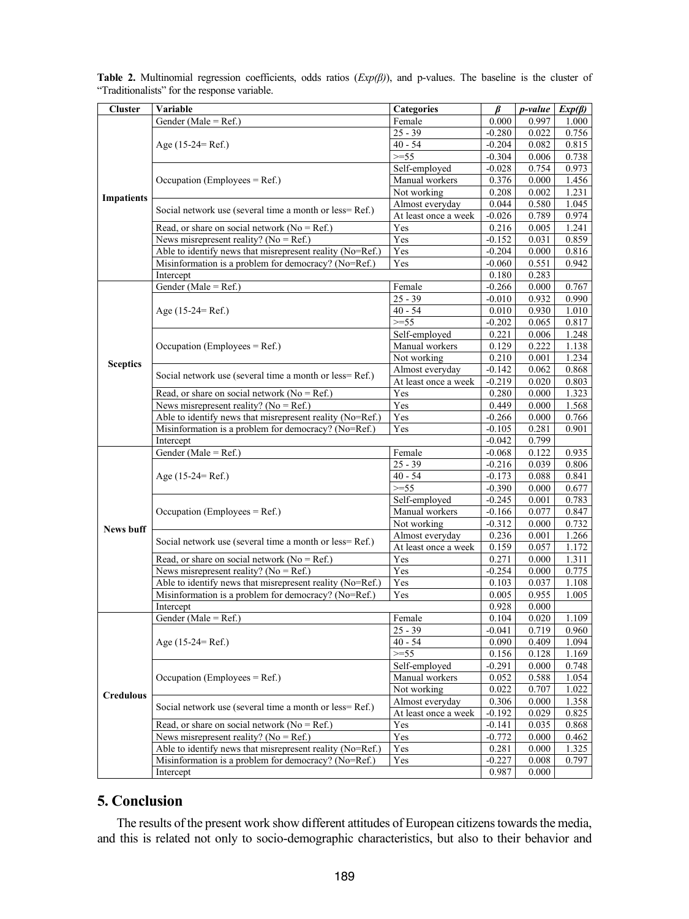**Table 2.** Multinomial regression coefficients, odds ratios (*Exp(β)*), and p-values. The baseline is the cluster of "Traditionalists" for the response variable.

| Cluster | Variable | Categories | *β* | *p-value* | *Exp(β)* |
|---|---|---|---|---|---|
| **Impatients** | Gender (Male = Ref.) | Female | 0.000 | 0.997 | 1.000 |
| | Age (15-24= Ref.) | 25 - 39 | -0.280 | 0.022 | 0.756 |
| | | 40 - 54 | -0.204 | 0.082 | 0.815 |
| | | >=55 | -0.304 | 0.006 | 0.738 |
| | Occupation (Employees = Ref.) | Self-employed | -0.028 | 0.754 | 0.973 |
| | | Manual workers | 0.376 | 0.000 | 1.456 |
| | | Not working | 0.208 | 0.002 | 1.231 |
| | Social network use (several time a month or less= Ref.) | Almost everyday | 0.044 | 0.580 | 1.045 |
| | | At least once a week | -0.026 | 0.789 | 0.974 |
| | Read, or share on social network (No = Ref.) | Yes | 0.216 | 0.005 | 1.241 |
| | News misrepresent reality? (No = Ref.) | Yes | -0.152 | 0.031 | 0.859 |
| | Able to identify news that misrepresent reality (No=Ref.) | Yes | -0.204 | 0.000 | 0.816 |
| | Misinformation is a problem for democracy? (No=Ref.) | Yes | -0.060 | 0.551 | 0.942 |
| | Intercept | | 0.180 | 0.283 | |
| **Sceptics** | Gender (Male = Ref.) | Female | -0.266 | 0.000 | 0.767 |
| | Age (15-24= Ref.) | 25 - 39 | -0.010 | 0.932 | 0.990 |
| | | 40 - 54 | 0.010 | 0.930 | 1.010 |
| | | >=55 | -0.202 | 0.065 | 0.817 |
| | Occupation (Employees = Ref.) | Self-employed | 0.221 | 0.006 | 1.248 |
| | | Manual workers | 0.129 | 0.222 | 1.138 |
| | | Not working | 0.210 | 0.001 | 1.234 |
| | Social network use (several time a month or less= Ref.) | Almost everyday | -0.142 | 0.062 | 0.868 |
| | | At least once a week | -0.219 | 0.020 | 0.803 |
| | Read, or share on social network (No = Ref.) | Yes | 0.280 | 0.000 | 1.323 |
| | News misrepresent reality? (No = Ref.) | Yes | 0.449 | 0.000 | 1.568 |
| | Able to identify news that misrepresent reality (No=Ref.) | Yes | -0.266 | 0.000 | 0.766 |
| | Misinformation is a problem for democracy? (No=Ref.) | Yes | -0.105 | 0.281 | 0.901 |
| | Intercept | | -0.042 | 0.799 | |
| **News buff** | Gender (Male = Ref.) | Female | -0.068 | 0.122 | 0.935 |
| | Age (15-24= Ref.) | 25 - 39 | -0.216 | 0.039 | 0.806 |
| | | 40 - 54 | -0.173 | 0.088 | 0.841 |
| | | >=55 | -0.390 | 0.000 | 0.677 |
| | Occupation (Employees = Ref.) | Self-employed | -0.245 | 0.001 | 0.783 |
| | | Manual workers | -0.166 | 0.077 | 0.847 |
| | | Not working | -0.312 | 0.000 | 0.732 |
| | Social network use (several time a month or less= Ref.) | Almost everyday | 0.236 | 0.001 | 1.266 |
| | | At least once a week | 0.159 | 0.057 | 1.172 |
| | Read, or share on social network (No = Ref.) | Yes | 0.271 | 0.000 | 1.311 |
| | News misrepresent reality? (No = Ref.) | Yes | -0.254 | 0.000 | 0.775 |
| | Able to identify news that misrepresent reality (No=Ref.) | Yes | 0.103 | 0.037 | 1.108 |
| | Misinformation is a problem for democracy? (No=Ref.) | Yes | 0.005 | 0.955 | 1.005 |
| | Intercept | | 0.928 | 0.000 | |
| **Credulous** | Gender (Male = Ref.) | Female | 0.104 | 0.020 | 1.109 |
| | Age (15-24= Ref.) | 25 - 39 | -0.041 | 0.719 | 0.960 |
| | | 40 - 54 | 0.090 | 0.409 | 1.094 |
| | | >=55 | 0.156 | 0.128 | 1.169 |
| | Occupation (Employees = Ref.) | Self-employed | -0.291 | 0.000 | 0.748 |
| | | Manual workers | 0.052 | 0.588 | 1.054 |
| | | Not working | 0.022 | 0.707 | 1.022 |
| | Social network use (several time a month or less= Ref.) | Almost everyday | 0.306 | 0.000 | 1.358 |
| | | At least once a week | -0.192 | 0.029 | 0.825 |
| | Read, or share on social network (No = Ref.) | Yes | -0.141 | 0.035 | 0.868 |
| | News misrepresent reality? (No = Ref.) | Yes | -0.772 | 0.000 | 0.462 |
| | Able to identify news that misrepresent reality (No=Ref.) | Yes | 0.281 | 0.000 | 1.325 |
| | Misinformation is a problem for democracy? (No=Ref.) | Yes | -0.227 | 0.008 | 0.797 |
| | Intercept | | 0.987 | 0.000 | |

## 5. Conclusion

The results of the present work show different attitudes of European citizens towards the media, and this is related not only to socio-demographic characteristics, but also to their behavior and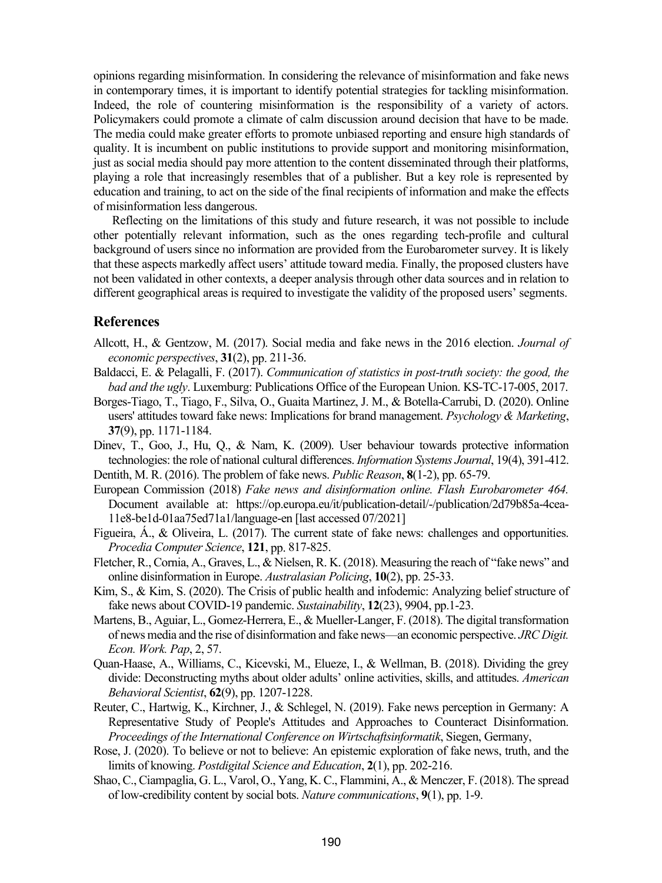opinions regarding misinformation. In considering the relevance of misinformation and fake news in contemporary times, it is important to identify potential strategies for tackling misinformation. Indeed, the role of countering misinformation is the responsibility of a variety of actors. Policymakers could promote a climate of calm discussion around decision that have to be made. The media could make greater efforts to promote unbiased reporting and ensure high standards of quality. It is incumbent on public institutions to provide support and monitoring misinformation, just as social media should pay more attention to the content disseminated through their platforms, playing a role that increasingly resembles that of a publisher. But a key role is represented by education and training, to act on the side of the final recipients of information and make the effects of misinformation less dangerous.

Reflecting on the limitations of this study and future research, it was not possible to include other potentially relevant information, such as the ones regarding tech-profile and cultural background of users since no information are provided from the Eurobarometer survey. It is likely that these aspects markedly affect users' attitude toward media. Finally, the proposed clusters have not been validated in other contexts, a deeper analysis through other data sources and in relation to different geographical areas is required to investigate the validity of the proposed users' segments.

## References

Allcott, H., & Gentzow, M. (2017). Social media and fake news in the 2016 election. *Journal of economic perspectives*, **31**(2), pp. 211-36.

Baldacci, E. & Pelagalli, F. (2017). *Communication of statistics in post-truth society: the good, the bad and the ugly*. Luxemburg: Publications Office of the European Union. KS-TC-17-005, 2017.

Borges-Tiago, T., Tiago, F., Silva, O., Guaita Martinez, J. M., & Botella-Carrubi, D. (2020). Online users' attitudes toward fake news: Implications for brand management. *Psychology & Marketing*, **37**(9), pp. 1171-1184.

Dinev, T., Goo, J., Hu, Q., & Nam, K. (2009). User behaviour towards protective information technologies: the role of national cultural differences. *Information Systems Journal*, 19(4), 391-412.

Dentith, M. R. (2016). The problem of fake news. *Public Reason*, **8**(1-2), pp. 65-79.

European Commission (2018) *Fake news and disinformation online. Flash Eurobarometer 464.* Document available at: https://op.europa.eu/it/publication-detail/-/publication/2d79b85a-4cea-11e8-be1d-01aa75ed71a1/language-en [last accessed 07/2021]

Figueira, Á., & Oliveira, L. (2017). The current state of fake news: challenges and opportunities. *Procedia Computer Science*, **121**, pp. 817-825.

Fletcher, R., Cornia, A., Graves, L., & Nielsen, R. K. (2018). Measuring the reach of "fake news" and online disinformation in Europe. *Australasian Policing*, **10**(2), pp. 25-33.

Kim, S., & Kim, S. (2020). The Crisis of public health and infodemic: Analyzing belief structure of fake news about COVID-19 pandemic. *Sustainability*, **12**(23), 9904, pp.1-23.

Martens, B., Aguiar, L., Gomez-Herrera, E., & Mueller-Langer, F. (2018). The digital transformation of news media and the rise of disinformation and fake news—an economic perspective. *JRC Digit. Econ. Work. Pap*, 2, 57.

Quan-Haase, A., Williams, C., Kicevski, M., Elueze, I., & Wellman, B. (2018). Dividing the grey divide: Deconstructing myths about older adults' online activities, skills, and attitudes. *American Behavioral Scientist*, **62**(9), pp. 1207-1228.

Reuter, C., Hartwig, K., Kirchner, J., & Schlegel, N. (2019). Fake news perception in Germany: A Representative Study of People's Attitudes and Approaches to Counteract Disinformation. *Proceedings of the International Conference on Wirtschaftsinformatik*, Siegen, Germany,

Rose, J. (2020). To believe or not to believe: An epistemic exploration of fake news, truth, and the limits of knowing. *Postdigital Science and Education*, **2**(1), pp. 202-216.

Shao, C., Ciampaglia, G. L., Varol, O., Yang, K. C., Flammini, A., & Menczer, F. (2018). The spread of low-credibility content by social bots. *Nature communications*, **9**(1), pp. 1-9.